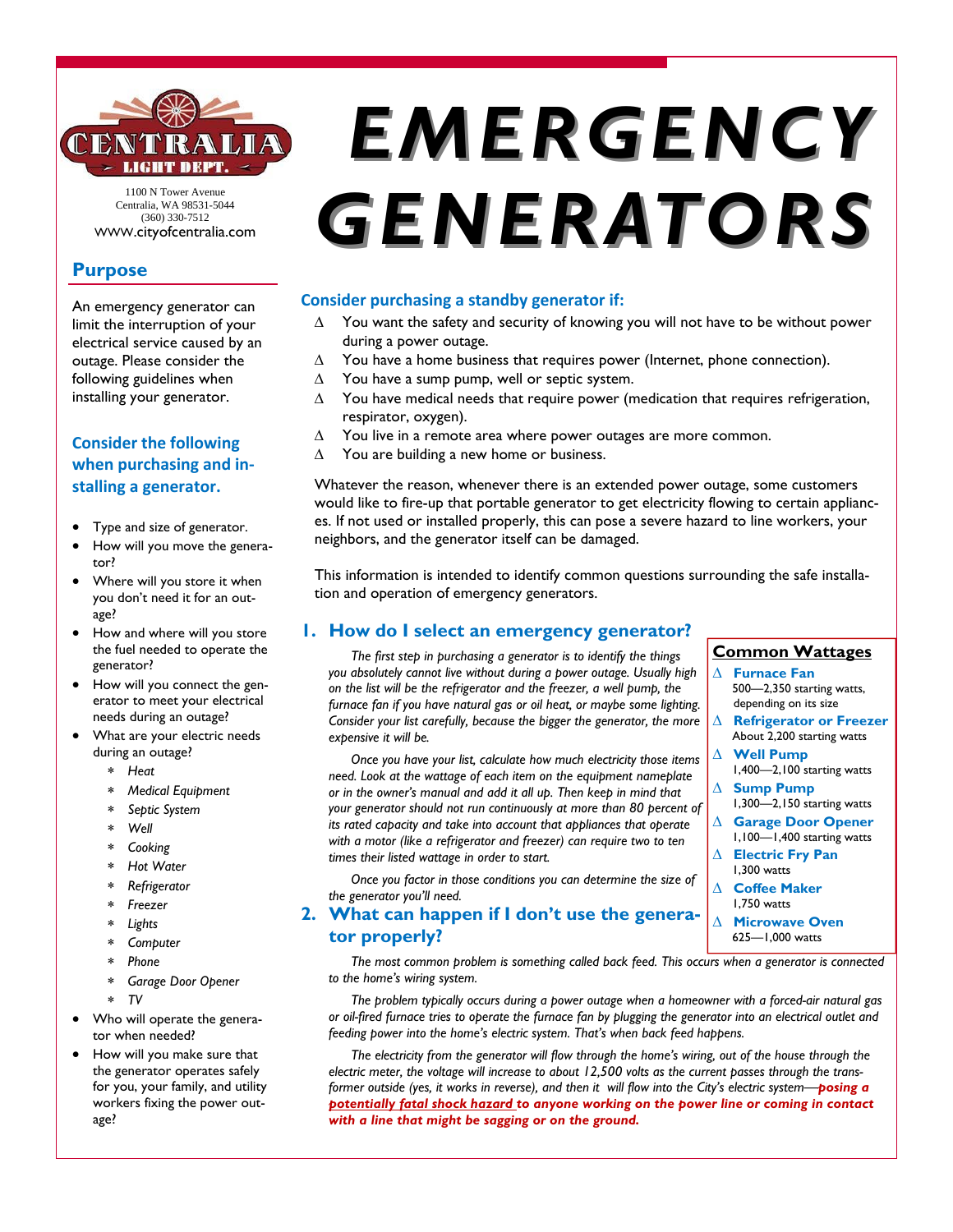# EMERGENCY GENERATORS

CENTRALIA LIGHT DEPT.

1100 N Tower Avenue
Centralia, WA 98531-5044
(360) 330-7512
WWW.cityofcentralia.com

## Purpose

An emergency generator can limit the interruption of your electrical service caused by an outage. Please consider the following guidelines when installing your generator.

### Consider the following when purchasing and installing a generator.

- Type and size of generator.
- How will you move the generator?
- Where will you store it when you don't need it for an outage?
- How and where will you store the fuel needed to operate the generator?
- How will you connect the generator to meet your electrical needs during an outage?
- What are your electric needs during an outage?
  - *Heat*
  - *Medical Equipment*
  - *Septic System*
  - *Well*
  - *Cooking*
  - *Hot Water*
  - *Refrigerator*
  - *Freezer*
  - *Lights*
  - *Computer*
  - *Phone*
  - *Garage Door Opener*
  - *TV*
- Who will operate the generator when needed?
- How will you make sure that the generator operates safely for you, your family, and utility workers fixing the power outage?

### Consider purchasing a standby generator if:

- ∆ You want the safety and security of knowing you will not have to be without power during a power outage.
- ∆ You have a home business that requires power (Internet, phone connection).
- ∆ You have a sump pump, well or septic system.
- ∆ You have medical needs that require power (medication that requires refrigeration, respirator, oxygen).
- ∆ You live in a remote area where power outages are more common.
- ∆ You are building a new home or business.

Whatever the reason, whenever there is an extended power outage, some customers would like to fire-up that portable generator to get electricity flowing to certain appliances. If not used or installed properly, this can pose a severe hazard to line workers, your neighbors, and the generator itself can be damaged.

This information is intended to identify common questions surrounding the safe installation and operation of emergency generators.

## 1. How do I select an emergency generator?

*The first step in purchasing a generator is to identify the things you absolutely cannot live without during a power outage. Usually high on the list will be the refrigerator and the freezer, a well pump, the furnace fan if you have natural gas or oil heat, or maybe some lighting. Consider your list carefully, because the bigger the generator, the more expensive it will be.*

*Once you have your list, calculate how much electricity those items need. Look at the wattage of each item on the equipment nameplate or in the owner's manual and add it all up. Then keep in mind that your generator should not run continuously at more than 80 percent of its rated capacity and take into account that appliances that operate with a motor (like a refrigerator and freezer) can require two to ten times their listed wattage in order to start.*

*Once you factor in those conditions you can determine the size of the generator you'll need.*

### Common Wattages

- ∆ **Furnace Fan**
  500—2,350 starting watts, depending on its size
- ∆ **Refrigerator or Freezer**
  About 2,200 starting watts
- ∆ **Well Pump**
  1,400—2,100 starting watts
- ∆ **Sump Pump**
  1,300—2,150 starting watts
- ∆ **Garage Door Opener**
  1,100—1,400 starting watts
- ∆ **Electric Fry Pan**
  1,300 watts
- ∆ **Coffee Maker**
  1,750 watts
- ∆ **Microwave Oven**
  625—1,000 watts

## 2. What can happen if I don't use the generator properly?

*The most common problem is something called back feed. This occurs when a generator is connected to the home's wiring system.*

*The problem typically occurs during a power outage when a homeowner with a forced-air natural gas or oil-fired furnace tries to operate the furnace fan by plugging the generator into an electrical outlet and feeding power into the home's electric system. That's when back feed happens.*

*The electricity from the generator will flow through the home's wiring, out of the house through the electric meter, the voltage will increase to about 12,500 volts as the current passes through the transformer outside (yes, it works in reverse), and then it will flow into the City's electric system—**posing a <u>potentially fatal shock hazard</u> to anyone working on the power line or coming in contact with a line that might be sagging or on the ground.***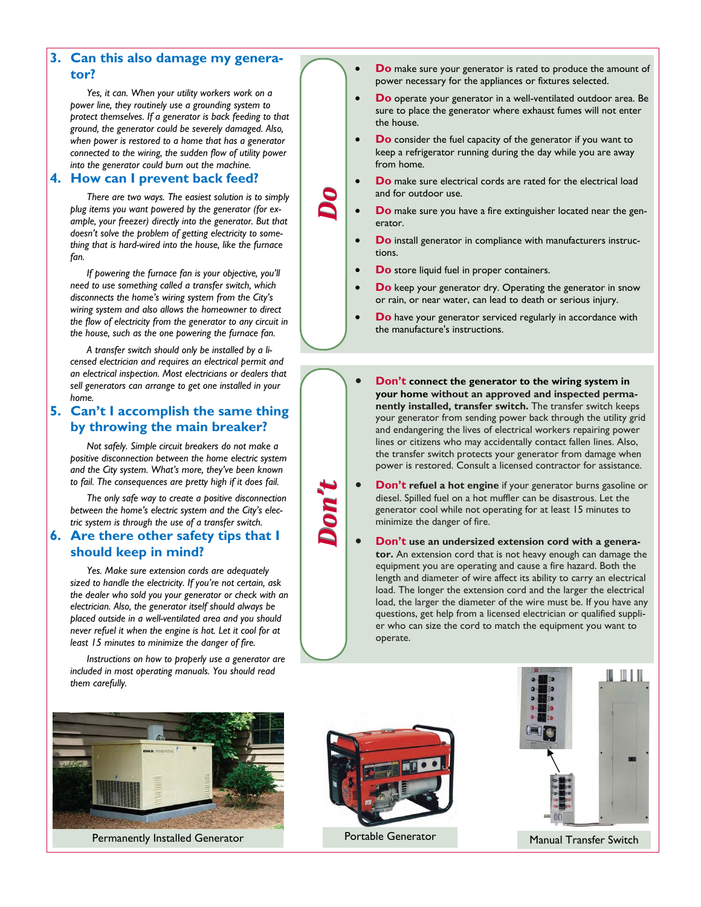## 3. Can this also damage my generator?

*Yes, it can. When your utility workers work on a power line, they routinely use a grounding system to protect themselves. If a generator is back feeding to that ground, the generator could be severely damaged. Also, when power is restored to a home that has a generator connected to the wiring, the sudden flow of utility power into the generator could burn out the machine.*

## 4. How can I prevent back feed?

*There are two ways. The easiest solution is to simply plug items you want powered by the generator (for example, your freezer) directly into the generator. But that doesn't solve the problem of getting electricity to something that is hard-wired into the house, like the furnace fan.*

*If powering the furnace fan is your objective, you'll need to use something called a transfer switch, which disconnects the home's wiring system from the City's wiring system and also allows the homeowner to direct the flow of electricity from the generator to any circuit in the house, such as the one powering the furnace fan.*

*A transfer switch should only be installed by a licensed electrician and requires an electrical permit and an electrical inspection. Most electricians or dealers that sell generators can arrange to get one installed in your home.*

## 5. Can't I accomplish the same thing by throwing the main breaker?

*Not safely. Simple circuit breakers do not make a positive disconnection between the home electric system and the City system. What's more, they've been known to fail. The consequences are pretty high if it does fail.*

*The only safe way to create a positive disconnection between the home's electric system and the City's electric system is through the use of a transfer switch.*

## 6. Are there other safety tips that I should keep in mind?

*Yes. Make sure extension cords are adequately sized to handle the electricity. If you're not certain, ask the dealer who sold you your generator or check with an electrician. Also, the generator itself should always be placed outside in a well-ventilated area and you should never refuel it when the engine is hot. Let it cool for at least 15 minutes to minimize the danger of fire.*

*Instructions on how to properly use a generator are included in most operating manuals. You should read them carefully.*

## *Do*

- **Do** make sure your generator is rated to produce the amount of power necessary for the appliances or fixtures selected.
- **Do** operate your generator in a well-ventilated outdoor area. Be sure to place the generator where exhaust fumes will not enter the house.
- **Do** consider the fuel capacity of the generator if you want to keep a refrigerator running during the day while you are away from home.
- **Do** make sure electrical cords are rated for the electrical load and for outdoor use.
- **Do** make sure you have a fire extinguisher located near the generator.
- **Do** install generator in compliance with manufacturers instructions.
- **Do** store liquid fuel in proper containers.
- **Do** keep your generator dry. Operating the generator in snow or rain, or near water, can lead to death or serious injury.
- **Do** have your generator serviced regularly in accordance with the manufacture's instructions.

## *Don't*

- **Don't connect the generator to the wiring system in your home without an approved and inspected permanently installed, transfer switch.** The transfer switch keeps your generator from sending power back through the utility grid and endangering the lives of electrical workers repairing power lines or citizens who may accidentally contact fallen lines. Also, the transfer switch protects your generator from damage when power is restored. Consult a licensed contractor for assistance.
- **Don't refuel a hot engine** if your generator burns gasoline or diesel. Spilled fuel on a hot muffler can be disastrous. Let the generator cool while not operating for at least 15 minutes to minimize the danger of fire.
- **Don't use an undersized extension cord with a generator.** An extension cord that is not heavy enough can damage the equipment you are operating and cause a fire hazard. Both the length and diameter of wire affect its ability to carry an electrical load. The longer the extension cord and the larger the electrical load, the larger the diameter of the wire must be. If you have any questions, get help from a licensed electrician or qualified supplier who can size the cord to match the equipment you want to operate.

Permanently Installed Generator

Portable Generator

Manual Transfer Switch